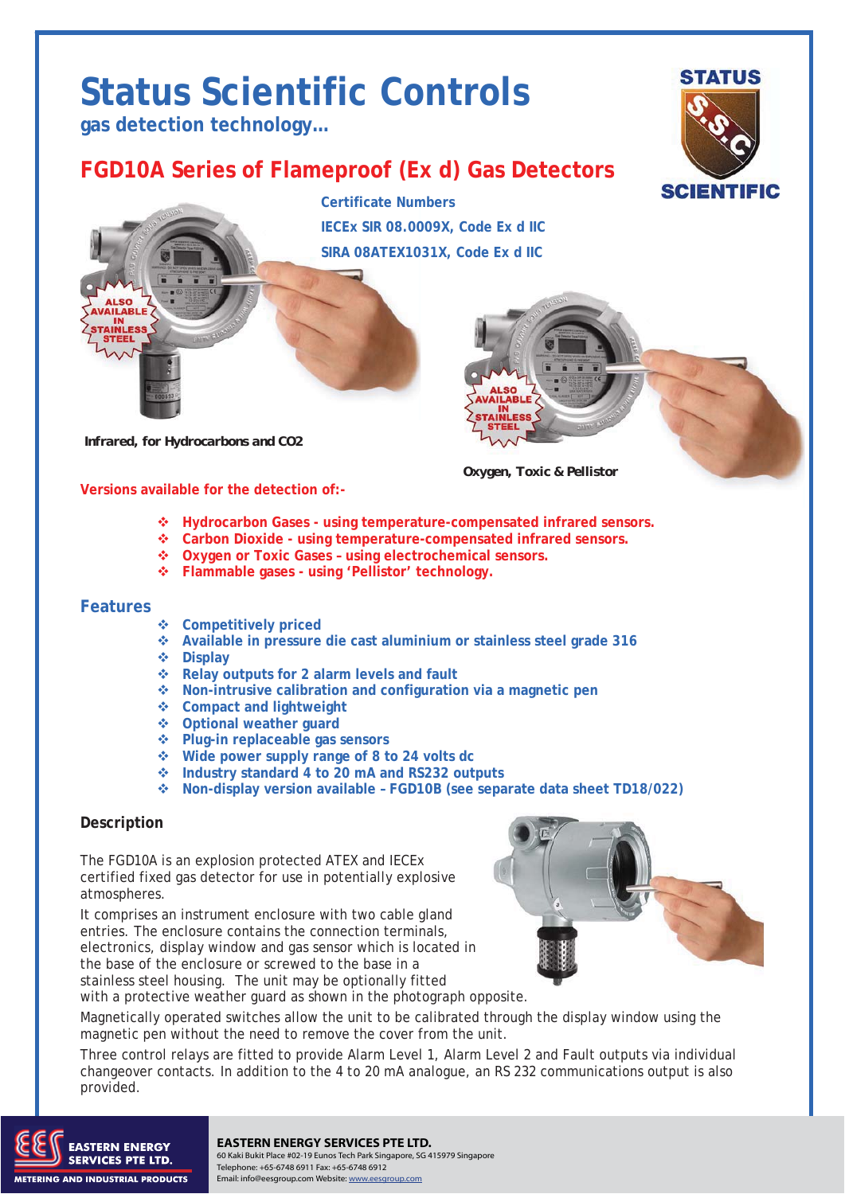# Status Scientific Controls

**gas detection technology...**

## FGD10A Series of Flameproof (Ex d) Gas Detectors

**Certificate Numbers**

**IECEx SIR 08.0009X, Code Ex d IIC**

**SIRA 08ATEX1031X, Code Ex d IIC**

ALSO AVAILABLE IN STAINLESS STEEL

**Infrared, for Hydrocarbons and CO2**

ALSO AVAILABLE IN STAINLESS STEEL

**Oxygen, Toxic & Pellistor**

**Versions available for the detection of:-**

- Hydrocarbon Gases - using temperature-compensated infrared sensors.
- Carbon Dioxide - using temperature-compensated infrared sensors.
- Oxygen or Toxic Gases – using electrochemical sensors.
- Flammable gases - using 'Pellistor' technology.

### Features

- Competitively priced
- Available in pressure die cast aluminium or stainless steel grade 316
- Display
- Relay outputs for 2 alarm levels and fault
- Non-intrusive calibration and configuration via a magnetic pen
- Compact and lightweight
- Optional weather guard
- Plug-in replaceable gas sensors
- Wide power supply range of 8 to 24 volts dc
- Industry standard 4 to 20 mA and RS232 outputs
- Non-display version available – FGD10B (see separate data sheet TD18/022)

### Description

The FGD10A is an explosion protected ATEX and IECEx certified fixed gas detector for use in potentially explosive atmospheres.

It comprises an instrument enclosure with two cable gland entries. The enclosure contains the connection terminals, electronics, display window and gas sensor which is located in the base of the enclosure or screwed to the base in a stainless steel housing. The unit may be optionally fitted with a protective weather guard as shown in the photograph opposite.

Magnetically operated switches allow the unit to be calibrated through the display window using the magnetic pen without the need to remove the cover from the unit.

Three control relays are fitted to provide Alarm Level 1, Alarm Level 2 and Fault outputs via individual changeover contacts. In addition to the 4 to 20 mA analogue, an RS 232 communications output is also provided.

**EASTERN ENERGY SERVICES PTE LTD.**
60 Kaki Bukit Place #02-19 Eunos Tech Park Singapore, SG 415979 Singapore
Telephone: +65-6748 6911 Fax: +65-6748 6912
Email: info@eesgroup.com Website: www.eesgroup.com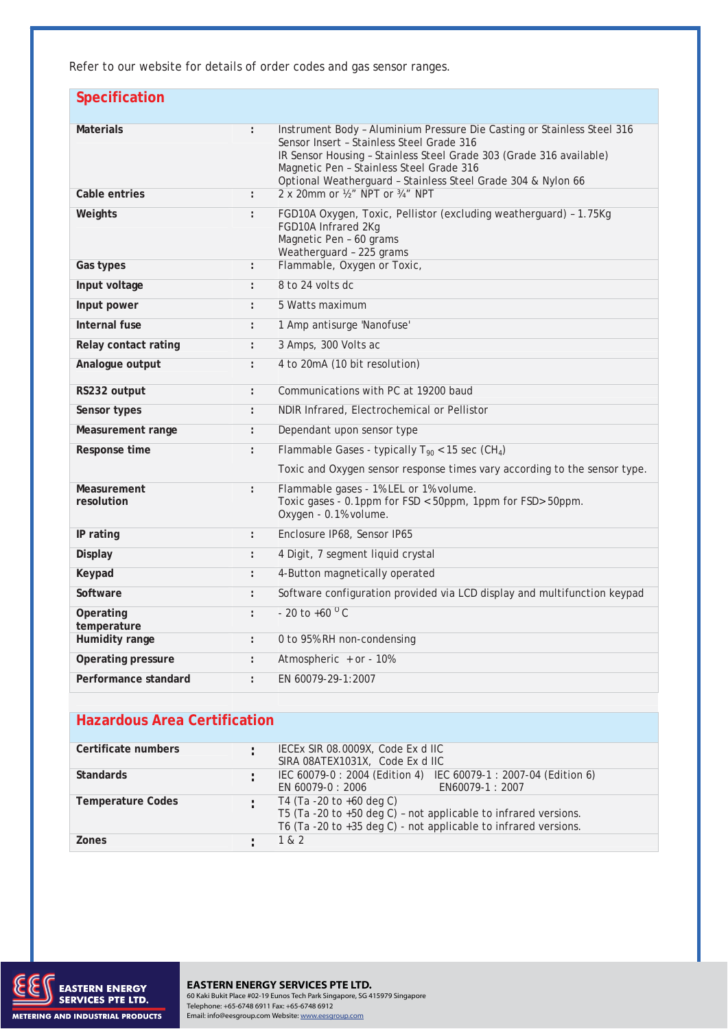Refer to our website for details of order codes and gas sensor ranges.

## Specification

| | | |
|---|---|---|
| **Materials** | : | Instrument Body – Aluminium Pressure Die Casting or Stainless Steel 316<br>Sensor Insert – Stainless Steel Grade 316<br>IR Sensor Housing – Stainless Steel Grade 303 (Grade 316 available)<br>Magnetic Pen – Stainless Steel Grade 316<br>Optional Weatherguard – Stainless Steel Grade 304 & Nylon 66 |
| **Cable entries** | : | 2 x 20mm or ½" NPT or ¾" NPT |
| **Weights** | : | FGD10A Oxygen, Toxic, Pellistor (excluding weatherguard) – 1.75Kg<br>FGD10A Infrared 2Kg<br>Magnetic Pen – 60 grams<br>Weatherguard – 225 grams |
| **Gas types** | : | Flammable, Oxygen or Toxic, |
| **Input voltage** | : | 8 to 24 volts dc |
| **Input power** | : | 5 Watts maximum |
| **Internal fuse** | : | 1 Amp antisurge 'Nanofuse' |
| **Relay contact rating** | : | 3 Amps, 300 Volts ac |
| **Analogue output** | : | 4 to 20mA (10 bit resolution) |
| **RS232 output** | : | Communications with PC at 19200 baud |
| **Sensor types** | : | NDIR Infrared, Electrochemical or Pellistor |
| **Measurement range** | : | Dependant upon sensor type |
| **Response time** | : | Flammable Gases - typically $T_{90} < 15$ sec ($CH_4$)<br>Toxic and Oxygen sensor response times vary according to the sensor type. |
| **Measurement resolution** | : | Flammable gases - 1%LEL or 1%volume.<br>Toxic gases - 0.1ppm for FSD <50ppm, 1ppm for FSD>50ppm.<br>Oxygen - 0.1%volume. |
| **IP rating** | : | Enclosure IP68, Sensor IP65 |
| **Display** | : | 4 Digit, 7 segment liquid crystal |
| **Keypad** | : | 4-Button magnetically operated |
| **Software** | : | Software configuration provided via LCD display and multifunction keypad |
| **Operating temperature** | : | - 20 to +60 $^{o}$C |
| **Humidity range** | : | 0 to 95%RH non-condensing |
| **Operating pressure** | : | Atmospheric + or - 10% |
| **Performance standard** | : | EN 60079-29-1:2007 |

## Hazardous Area Certification

| | | |
|---|---|---|
| **Certificate numbers** | : | IECEx SIR 08.0009X, Code Ex d IIC<br>SIRA 08ATEX1031X, Code Ex d IIC |
| **Standards** | : | IEC 60079-0 : 2004 (Edition 4) IEC 60079-1 : 2007-04 (Edition 6)<br>EN 60079-0 : 2006 EN60079-1 : 2007 |
| **Temperature Codes** | : | T4 (Ta -20 to +60 deg C)<br>T5 (Ta -20 to +50 deg C) – not applicable to infrared versions.<br>T6 (Ta -20 to +35 deg C) - not applicable to infrared versions. |
| **Zones** | : | 1 & 2 |

EASTERN ENERGY SERVICES PTE LTD.
METERING AND INDUSTRIAL PRODUCTS

**EASTERN ENERGY SERVICES PTE LTD.**
60 Kaki Bukit Place #02-19 Eunos Tech Park Singapore, SG 415979 Singapore
Telephone: +65-6748 6911 Fax: +65-6748 6912
Email: info@eesgroup.com Website: www.eesgroup.com